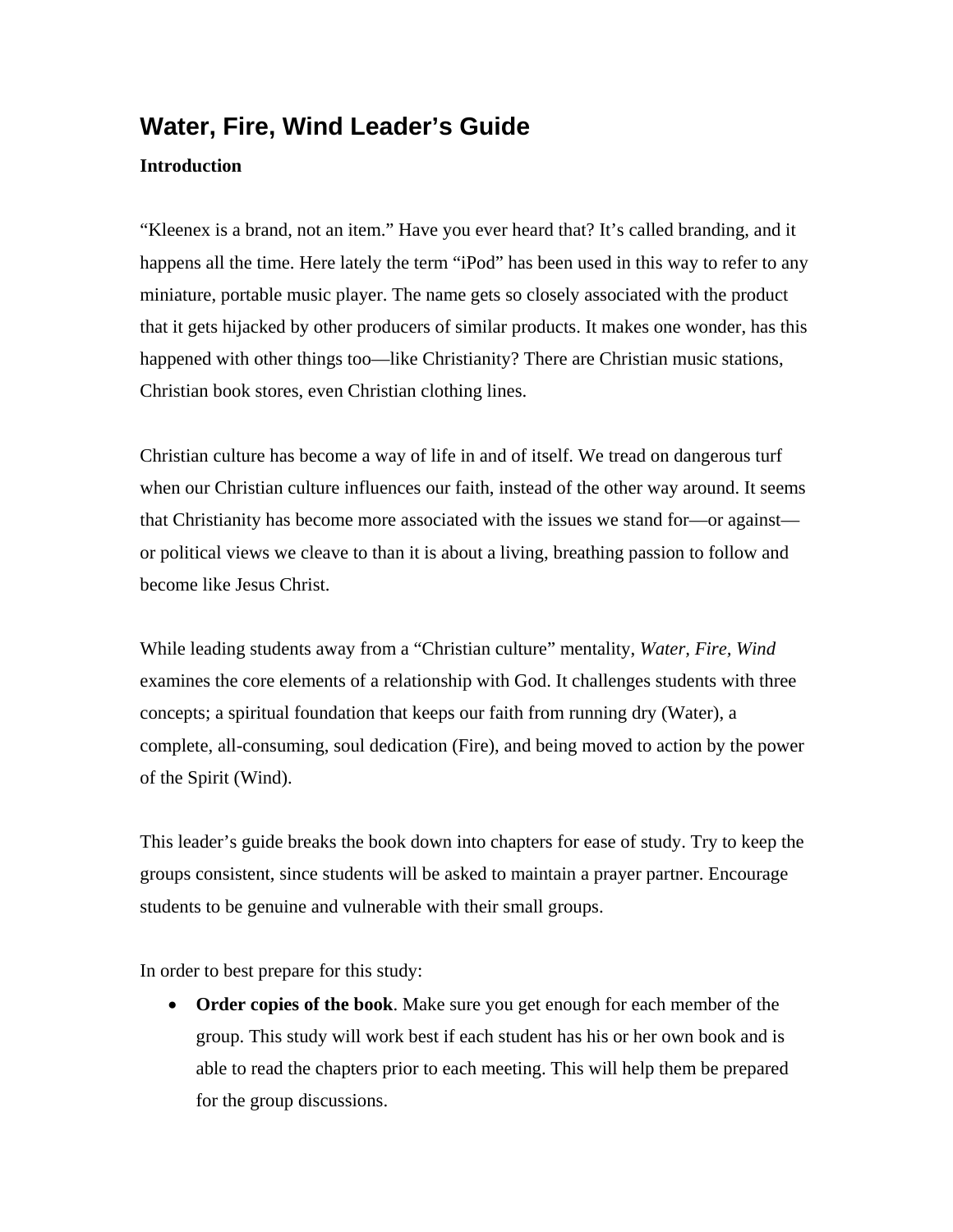# Water, Fire, Wind Leader's Guide

**Introduction**

"Kleenex is a brand, not an item." Have you ever heard that? It's called branding, and it happens all the time. Here lately the term "iPod" has been used in this way to refer to any miniature, portable music player. The name gets so closely associated with the product that it gets hijacked by other producers of similar products. It makes one wonder, has this happened with other things too—like Christianity? There are Christian music stations, Christian book stores, even Christian clothing lines.

Christian culture has become a way of life in and of itself. We tread on dangerous turf when our Christian culture influences our faith, instead of the other way around. It seems that Christianity has become more associated with the issues we stand for—or against—or political views we cleave to than it is about a living, breathing passion to follow and become like Jesus Christ.

While leading students away from a "Christian culture" mentality, *Water, Fire, Wind* examines the core elements of a relationship with God. It challenges students with three concepts; a spiritual foundation that keeps our faith from running dry (Water), a complete, all-consuming, soul dedication (Fire), and being moved to action by the power of the Spirit (Wind).

This leader's guide breaks the book down into chapters for ease of study. Try to keep the groups consistent, since students will be asked to maintain a prayer partner. Encourage students to be genuine and vulnerable with their small groups.

In order to best prepare for this study:

- **Order copies of the book**. Make sure you get enough for each member of the group. This study will work best if each student has his or her own book and is able to read the chapters prior to each meeting. This will help them be prepared for the group discussions.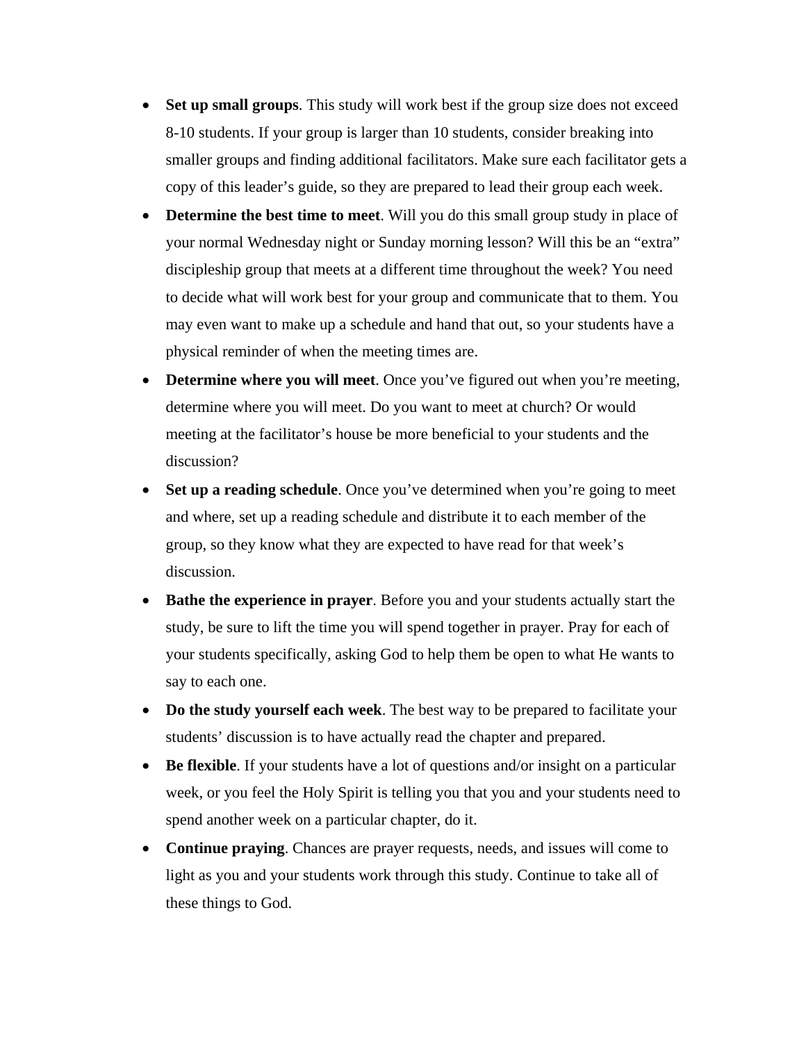- **Set up small groups**. This study will work best if the group size does not exceed 8-10 students. If your group is larger than 10 students, consider breaking into smaller groups and finding additional facilitators. Make sure each facilitator gets a copy of this leader's guide, so they are prepared to lead their group each week.
- **Determine the best time to meet**. Will you do this small group study in place of your normal Wednesday night or Sunday morning lesson? Will this be an "extra" discipleship group that meets at a different time throughout the week? You need to decide what will work best for your group and communicate that to them. You may even want to make up a schedule and hand that out, so your students have a physical reminder of when the meeting times are.
- **Determine where you will meet**. Once you've figured out when you're meeting, determine where you will meet. Do you want to meet at church? Or would meeting at the facilitator's house be more beneficial to your students and the discussion?
- **Set up a reading schedule**. Once you've determined when you're going to meet and where, set up a reading schedule and distribute it to each member of the group, so they know what they are expected to have read for that week's discussion.
- **Bathe the experience in prayer**. Before you and your students actually start the study, be sure to lift the time you will spend together in prayer. Pray for each of your students specifically, asking God to help them be open to what He wants to say to each one.
- **Do the study yourself each week**. The best way to be prepared to facilitate your students' discussion is to have actually read the chapter and prepared.
- **Be flexible**. If your students have a lot of questions and/or insight on a particular week, or you feel the Holy Spirit is telling you that you and your students need to spend another week on a particular chapter, do it.
- **Continue praying**. Chances are prayer requests, needs, and issues will come to light as you and your students work through this study. Continue to take all of these things to God.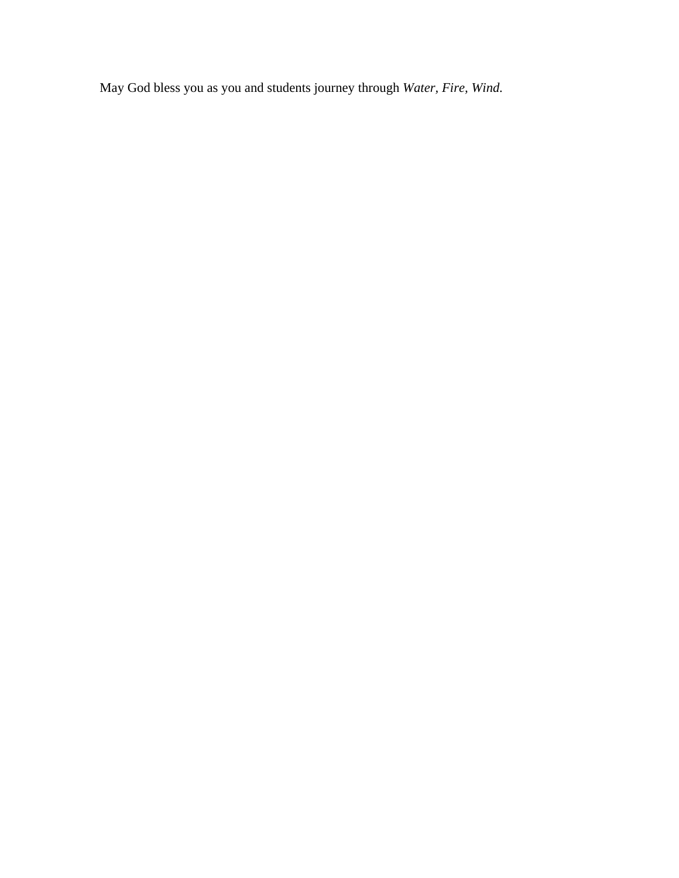May God bless you as you and students journey through *Water, Fire, Wind.*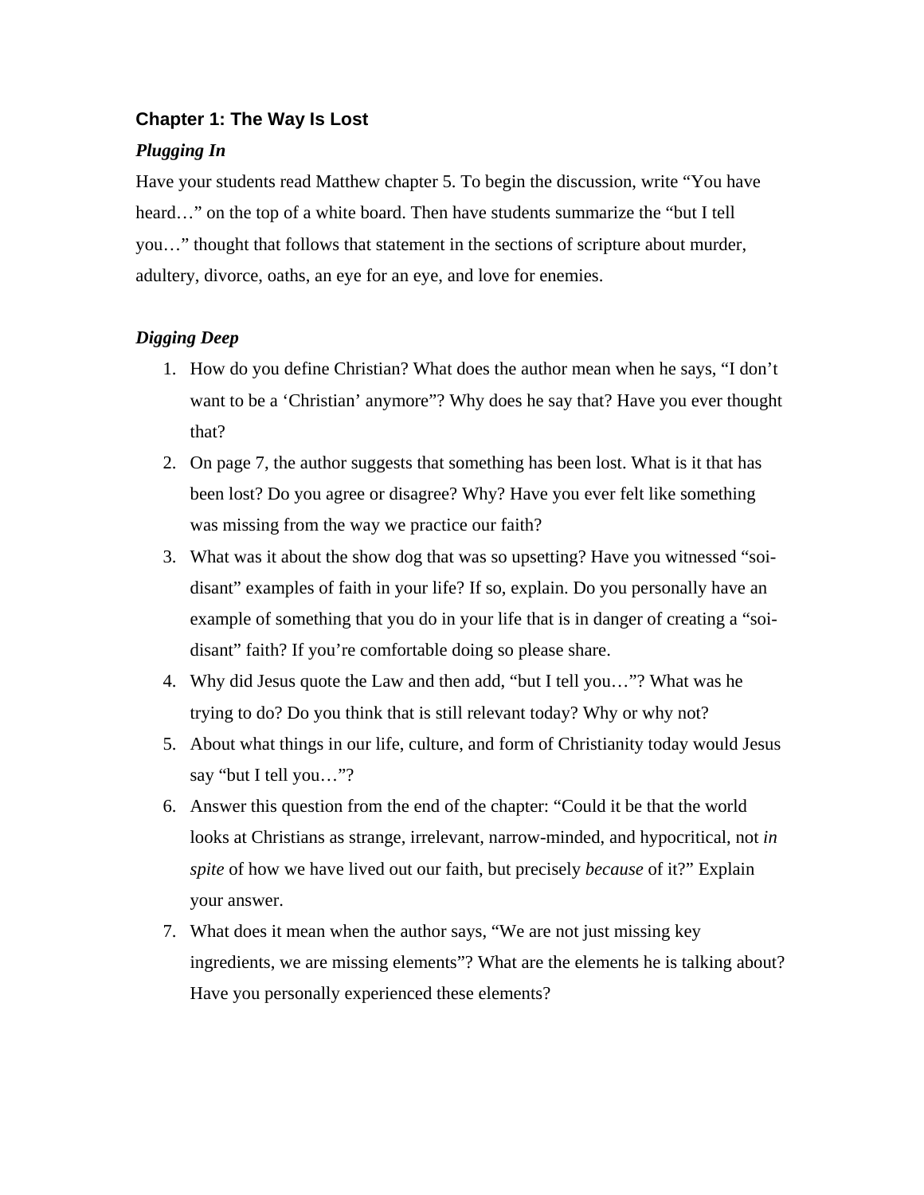## Chapter 1: The Way Is Lost

### *Plugging In*

Have your students read Matthew chapter 5. To begin the discussion, write “You have heard…” on the top of a white board. Then have students summarize the “but I tell you…” thought that follows that statement in the sections of scripture about murder, adultery, divorce, oaths, an eye for an eye, and love for enemies.

### *Digging Deep*

1. How do you define Christian? What does the author mean when he says, “I don’t want to be a ‘Christian’ anymore”? Why does he say that? Have you ever thought that?
2. On page 7, the author suggests that something has been lost. What is it that has been lost? Do you agree or disagree? Why? Have you ever felt like something was missing from the way we practice our faith?
3. What was it about the show dog that was so upsetting? Have you witnessed “soi-disant” examples of faith in your life? If so, explain. Do you personally have an example of something that you do in your life that is in danger of creating a “soi-disant” faith? If you’re comfortable doing so please share.
4. Why did Jesus quote the Law and then add, “but I tell you…”? What was he trying to do? Do you think that is still relevant today? Why or why not?
5. About what things in our life, culture, and form of Christianity today would Jesus say “but I tell you…”?
6. Answer this question from the end of the chapter: “Could it be that the world looks at Christians as strange, irrelevant, narrow-minded, and hypocritical, not *in spite* of how we have lived out our faith, but precisely *because* of it?” Explain your answer.
7. What does it mean when the author says, “We are not just missing key ingredients, we are missing elements”? What are the elements he is talking about? Have you personally experienced these elements?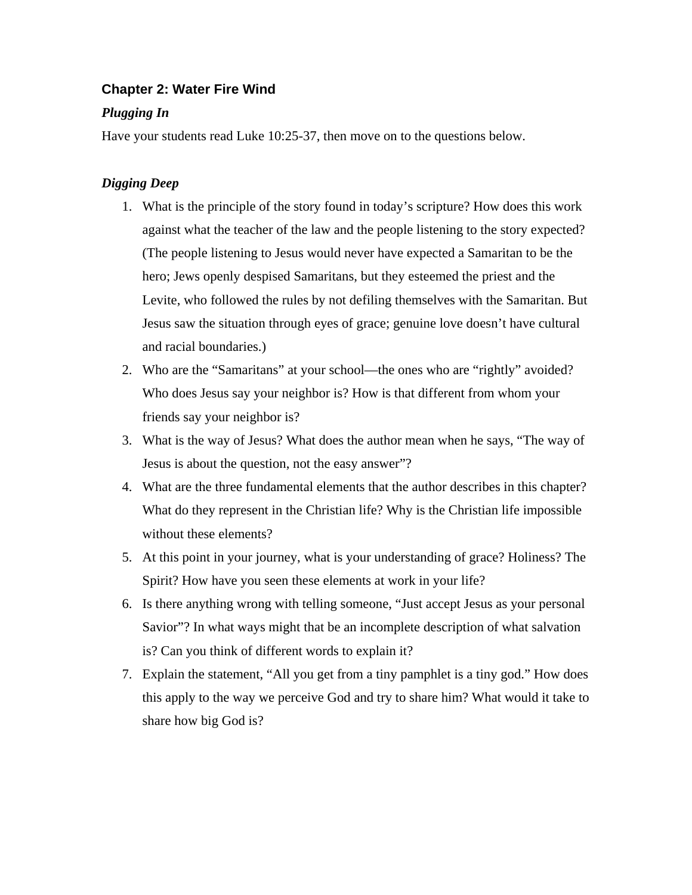## Chapter 2: Water Fire Wind

### *Plugging In*

Have your students read Luke 10:25-37, then move on to the questions below.

### *Digging Deep*

1. What is the principle of the story found in today's scripture? How does this work against what the teacher of the law and the people listening to the story expected? (The people listening to Jesus would never have expected a Samaritan to be the hero; Jews openly despised Samaritans, but they esteemed the priest and the Levite, who followed the rules by not defiling themselves with the Samaritan. But Jesus saw the situation through eyes of grace; genuine love doesn't have cultural and racial boundaries.)
2. Who are the "Samaritans" at your school—the ones who are "rightly" avoided? Who does Jesus say your neighbor is? How is that different from whom your friends say your neighbor is?
3. What is the way of Jesus? What does the author mean when he says, "The way of Jesus is about the question, not the easy answer"?
4. What are the three fundamental elements that the author describes in this chapter? What do they represent in the Christian life? Why is the Christian life impossible without these elements?
5. At this point in your journey, what is your understanding of grace? Holiness? The Spirit? How have you seen these elements at work in your life?
6. Is there anything wrong with telling someone, "Just accept Jesus as your personal Savior"? In what ways might that be an incomplete description of what salvation is? Can you think of different words to explain it?
7. Explain the statement, "All you get from a tiny pamphlet is a tiny god." How does this apply to the way we perceive God and try to share him? What would it take to share how big God is?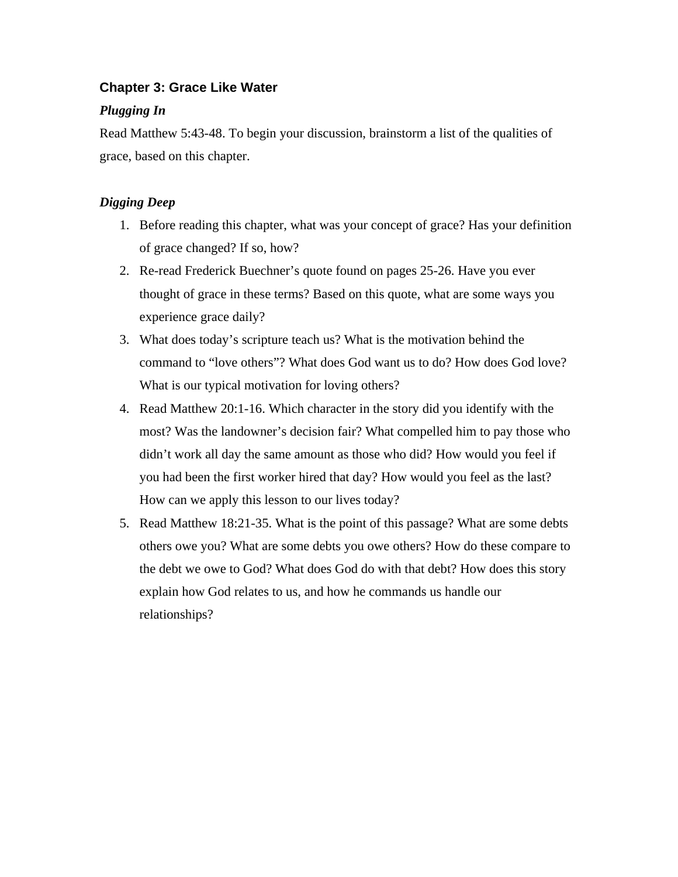## Chapter 3: Grace Like Water

***Plugging In***

Read Matthew 5:43-48. To begin your discussion, brainstorm a list of the qualities of grace, based on this chapter.

***Digging Deep***

1. Before reading this chapter, what was your concept of grace? Has your definition of grace changed? If so, how?
2. Re-read Frederick Buechner's quote found on pages 25-26. Have you ever thought of grace in these terms? Based on this quote, what are some ways you experience grace daily?
3. What does today's scripture teach us? What is the motivation behind the command to "love others"? What does God want us to do? How does God love? What is our typical motivation for loving others?
4. Read Matthew 20:1-16. Which character in the story did you identify with the most? Was the landowner's decision fair? What compelled him to pay those who didn't work all day the same amount as those who did? How would you feel if you had been the first worker hired that day? How would you feel as the last? How can we apply this lesson to our lives today?
5. Read Matthew 18:21-35. What is the point of this passage? What are some debts others owe you? What are some debts you owe others? How do these compare to the debt we owe to God? What does God do with that debt? How does this story explain how God relates to us, and how he commands us handle our relationships?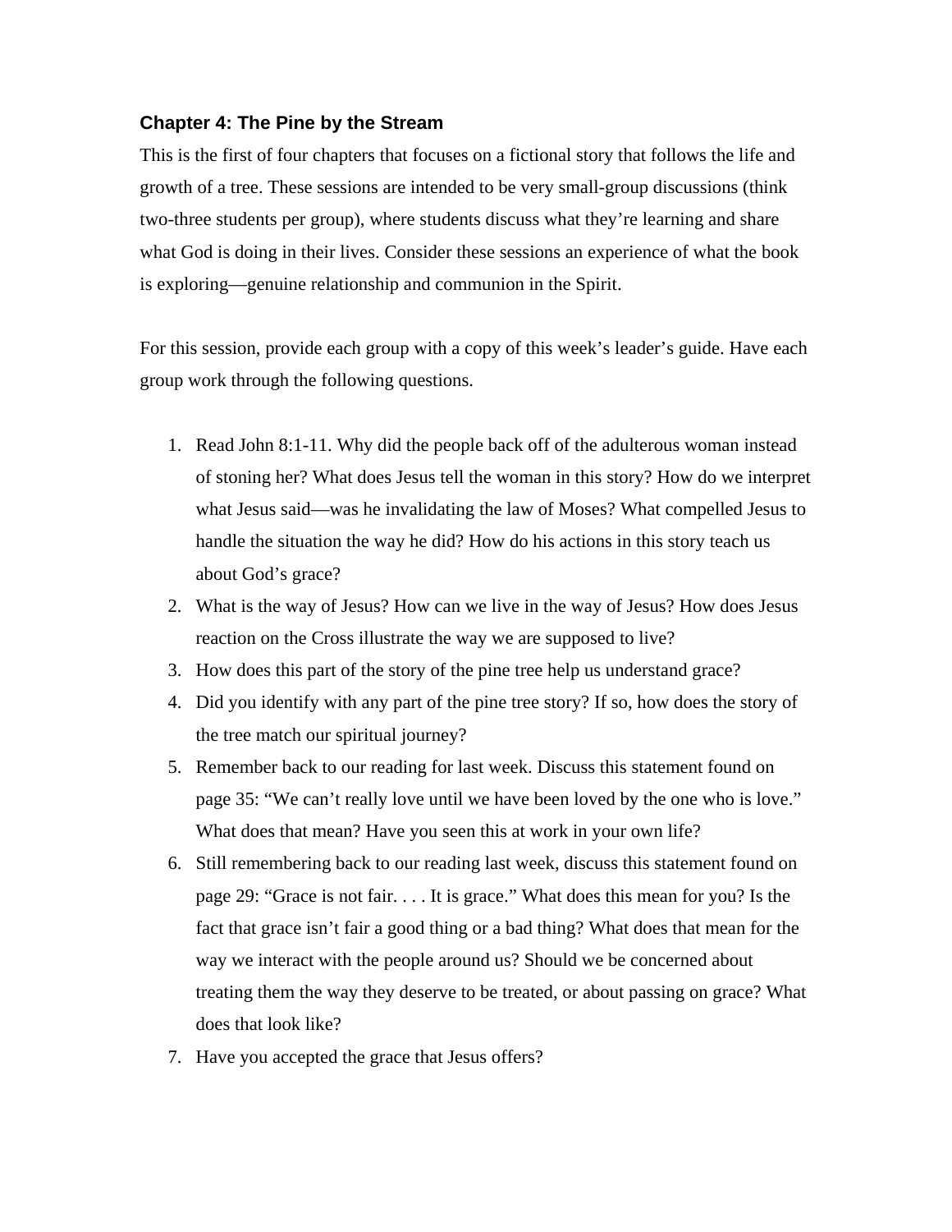### Chapter 4: The Pine by the Stream

This is the first of four chapters that focuses on a fictional story that follows the life and growth of a tree. These sessions are intended to be very small-group discussions (think two-three students per group), where students discuss what they're learning and share what God is doing in their lives. Consider these sessions an experience of what the book is exploring—genuine relationship and communion in the Spirit.

For this session, provide each group with a copy of this week's leader's guide. Have each group work through the following questions.

1. Read John 8:1-11. Why did the people back off of the adulterous woman instead of stoning her? What does Jesus tell the woman in this story? How do we interpret what Jesus said—was he invalidating the law of Moses? What compelled Jesus to handle the situation the way he did? How do his actions in this story teach us about God's grace?
2. What is the way of Jesus? How can we live in the way of Jesus? How does Jesus reaction on the Cross illustrate the way we are supposed to live?
3. How does this part of the story of the pine tree help us understand grace?
4. Did you identify with any part of the pine tree story? If so, how does the story of the tree match our spiritual journey?
5. Remember back to our reading for last week. Discuss this statement found on page 35: "We can't really love until we have been loved by the one who is love." What does that mean? Have you seen this at work in your own life?
6. Still remembering back to our reading last week, discuss this statement found on page 29: "Grace is not fair. . . . It is grace." What does this mean for you? Is the fact that grace isn't fair a good thing or a bad thing? What does that mean for the way we interact with the people around us? Should we be concerned about treating them the way they deserve to be treated, or about passing on grace? What does that look like?
7. Have you accepted the grace that Jesus offers?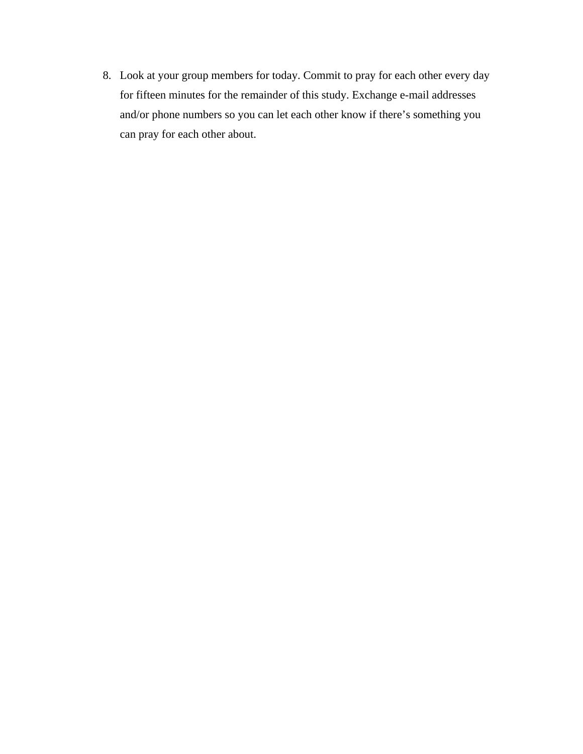8. Look at your group members for today. Commit to pray for each other every day for fifteen minutes for the remainder of this study. Exchange e-mail addresses and/or phone numbers so you can let each other know if there’s something you can pray for each other about.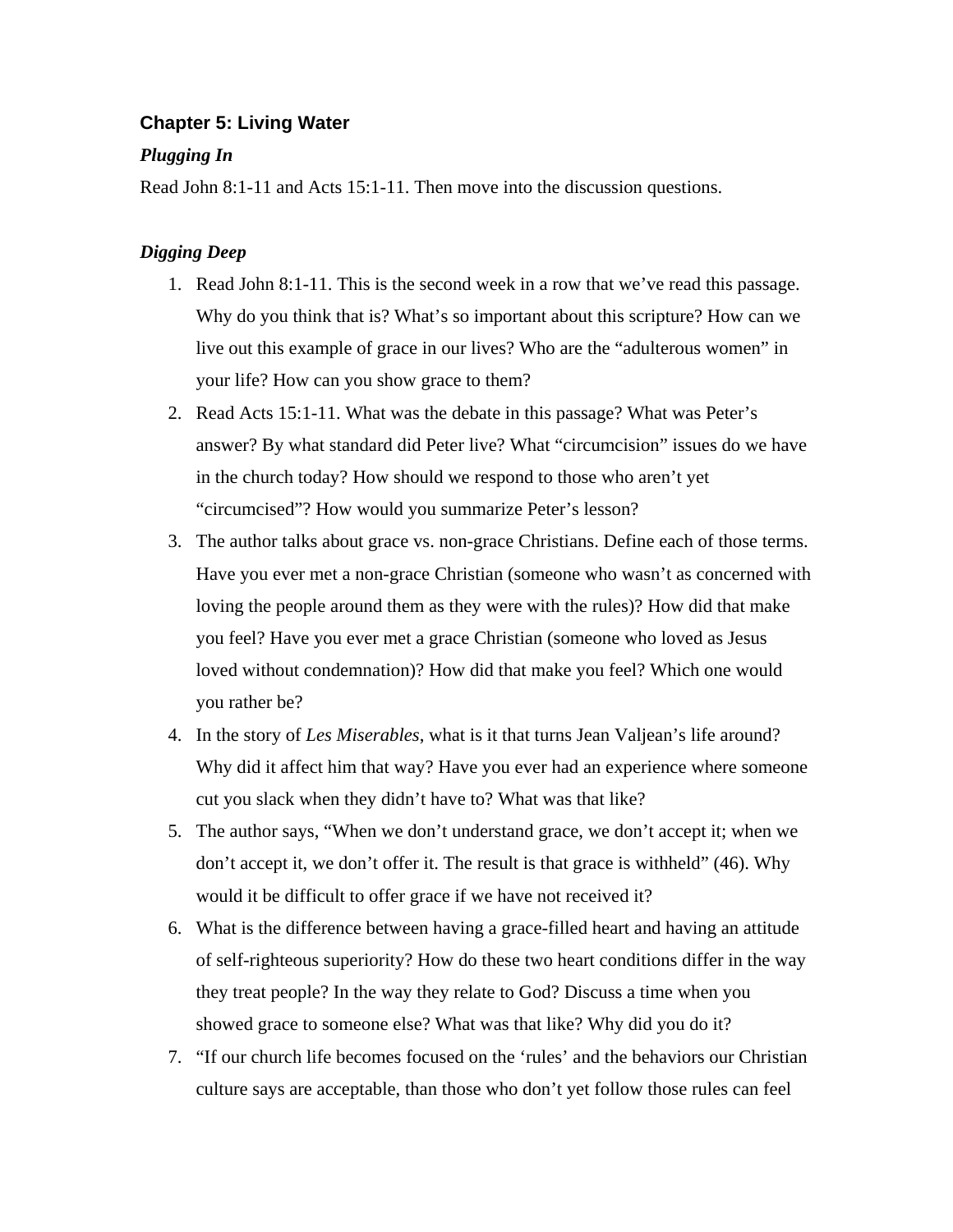### Chapter 5: Living Water

***Plugging In***

Read John 8:1-11 and Acts 15:1-11. Then move into the discussion questions.

***Digging Deep***

1. Read John 8:1-11. This is the second week in a row that we've read this passage. Why do you think that is? What's so important about this scripture? How can we live out this example of grace in our lives? Who are the "adulterous women" in your life? How can you show grace to them?
2. Read Acts 15:1-11. What was the debate in this passage? What was Peter's answer? By what standard did Peter live? What "circumcision" issues do we have in the church today? How should we respond to those who aren't yet "circumcised"? How would you summarize Peter's lesson?
3. The author talks about grace vs. non-grace Christians. Define each of those terms. Have you ever met a non-grace Christian (someone who wasn't as concerned with loving the people around them as they were with the rules)? How did that make you feel? Have you ever met a grace Christian (someone who loved as Jesus loved without condemnation)? How did that make you feel? Which one would you rather be?
4. In the story of *Les Miserables*, what is it that turns Jean Valjean's life around? Why did it affect him that way? Have you ever had an experience where someone cut you slack when they didn't have to? What was that like?
5. The author says, "When we don't understand grace, we don't accept it; when we don't accept it, we don't offer it. The result is that grace is withheld" (46). Why would it be difficult to offer grace if we have not received it?
6. What is the difference between having a grace-filled heart and having an attitude of self-righteous superiority? How do these two heart conditions differ in the way they treat people? In the way they relate to God? Discuss a time when you showed grace to someone else? What was that like? Why did you do it?
7. "If our church life becomes focused on the 'rules' and the behaviors our Christian culture says are acceptable, than those who don't yet follow those rules can feel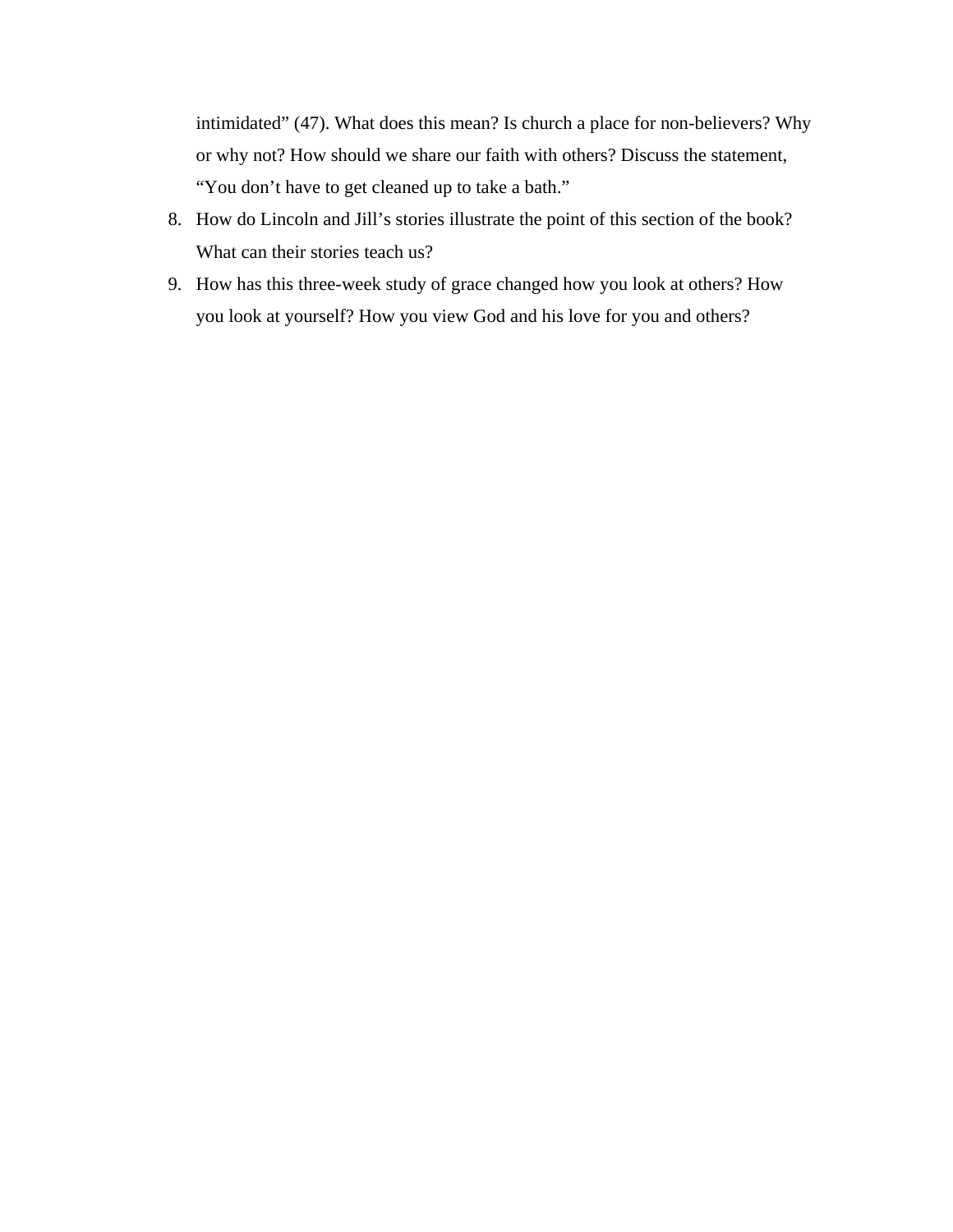intimidated" (47). What does this mean? Is church a place for non-believers? Why or why not? How should we share our faith with others? Discuss the statement, "You don't have to get cleaned up to take a bath."

8. How do Lincoln and Jill's stories illustrate the point of this section of the book? What can their stories teach us?
9. How has this three-week study of grace changed how you look at others? How you look at yourself? How you view God and his love for you and others?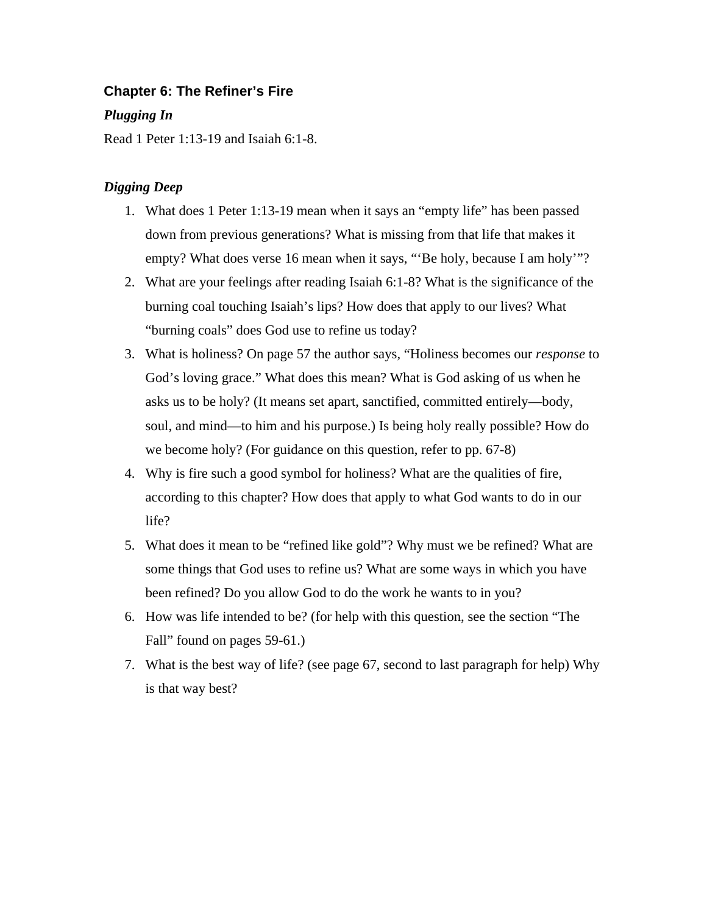## Chapter 6: The Refiner’s Fire

### *Plugging In*

Read 1 Peter 1:13-19 and Isaiah 6:1-8.

### *Digging Deep*

1. What does 1 Peter 1:13-19 mean when it says an “empty life” has been passed down from previous generations? What is missing from that life that makes it empty? What does verse 16 mean when it says, “‘Be holy, because I am holy’”?
2. What are your feelings after reading Isaiah 6:1-8? What is the significance of the burning coal touching Isaiah’s lips? How does that apply to our lives? What “burning coals” does God use to refine us today?
3. What is holiness? On page 57 the author says, “Holiness becomes our *response* to God’s loving grace.” What does this mean? What is God asking of us when he asks us to be holy? (It means set apart, sanctified, committed entirely—body, soul, and mind—to him and his purpose.) Is being holy really possible? How do we become holy? (For guidance on this question, refer to pp. 67-8)
4. Why is fire such a good symbol for holiness? What are the qualities of fire, according to this chapter? How does that apply to what God wants to do in our life?
5. What does it mean to be “refined like gold”? Why must we be refined? What are some things that God uses to refine us? What are some ways in which you have been refined? Do you allow God to do the work he wants to in you?
6. How was life intended to be? (for help with this question, see the section “The Fall” found on pages 59-61.)
7. What is the best way of life? (see page 67, second to last paragraph for help) Why is that way best?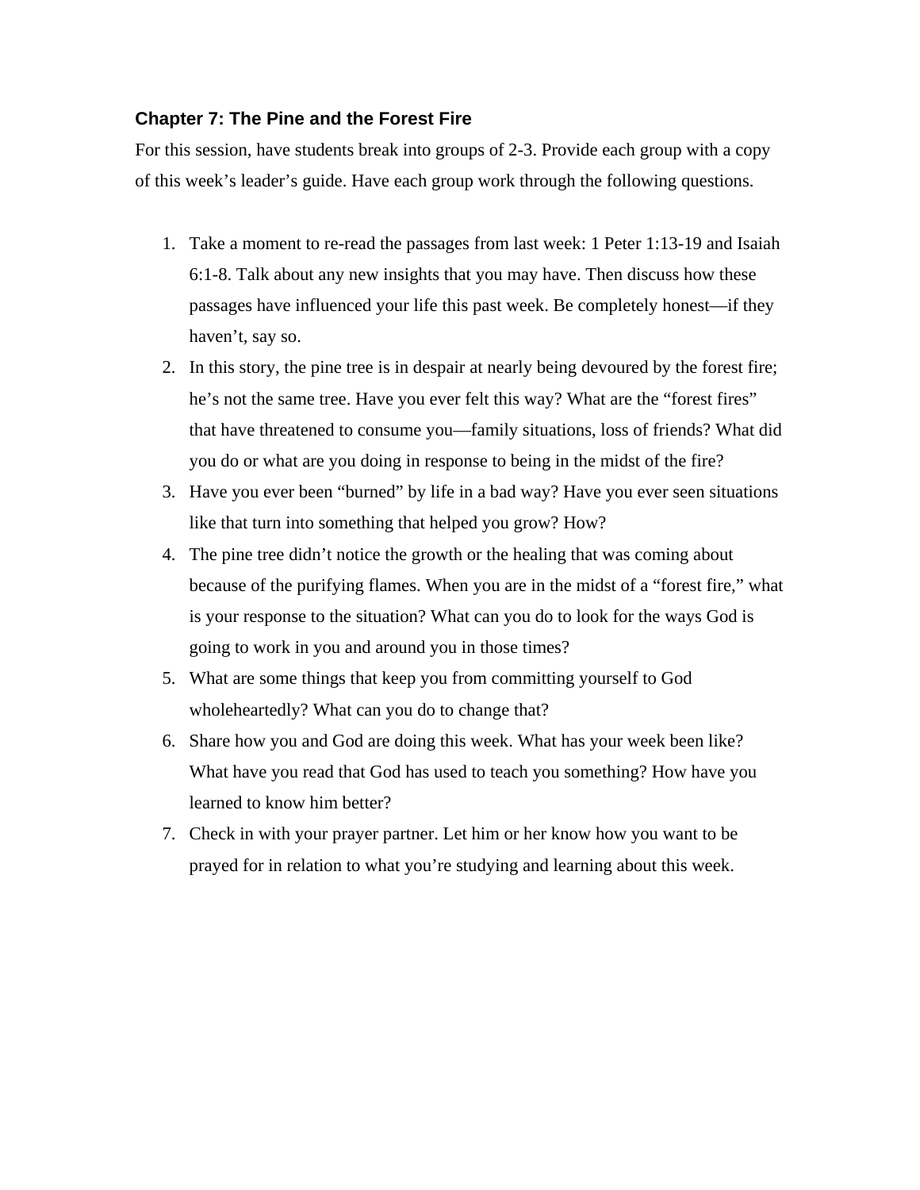### Chapter 7: The Pine and the Forest Fire

For this session, have students break into groups of 2-3. Provide each group with a copy of this week's leader's guide. Have each group work through the following questions.

1. Take a moment to re-read the passages from last week: 1 Peter 1:13-19 and Isaiah 6:1-8. Talk about any new insights that you may have. Then discuss how these passages have influenced your life this past week. Be completely honest—if they haven't, say so.
2. In this story, the pine tree is in despair at nearly being devoured by the forest fire; he's not the same tree. Have you ever felt this way? What are the "forest fires" that have threatened to consume you—family situations, loss of friends? What did you do or what are you doing in response to being in the midst of the fire?
3. Have you ever been "burned" by life in a bad way? Have you ever seen situations like that turn into something that helped you grow? How?
4. The pine tree didn't notice the growth or the healing that was coming about because of the purifying flames. When you are in the midst of a "forest fire," what is your response to the situation? What can you do to look for the ways God is going to work in you and around you in those times?
5. What are some things that keep you from committing yourself to God wholeheartedly? What can you do to change that?
6. Share how you and God are doing this week. What has your week been like? What have you read that God has used to teach you something? How have you learned to know him better?
7. Check in with your prayer partner. Let him or her know how you want to be prayed for in relation to what you're studying and learning about this week.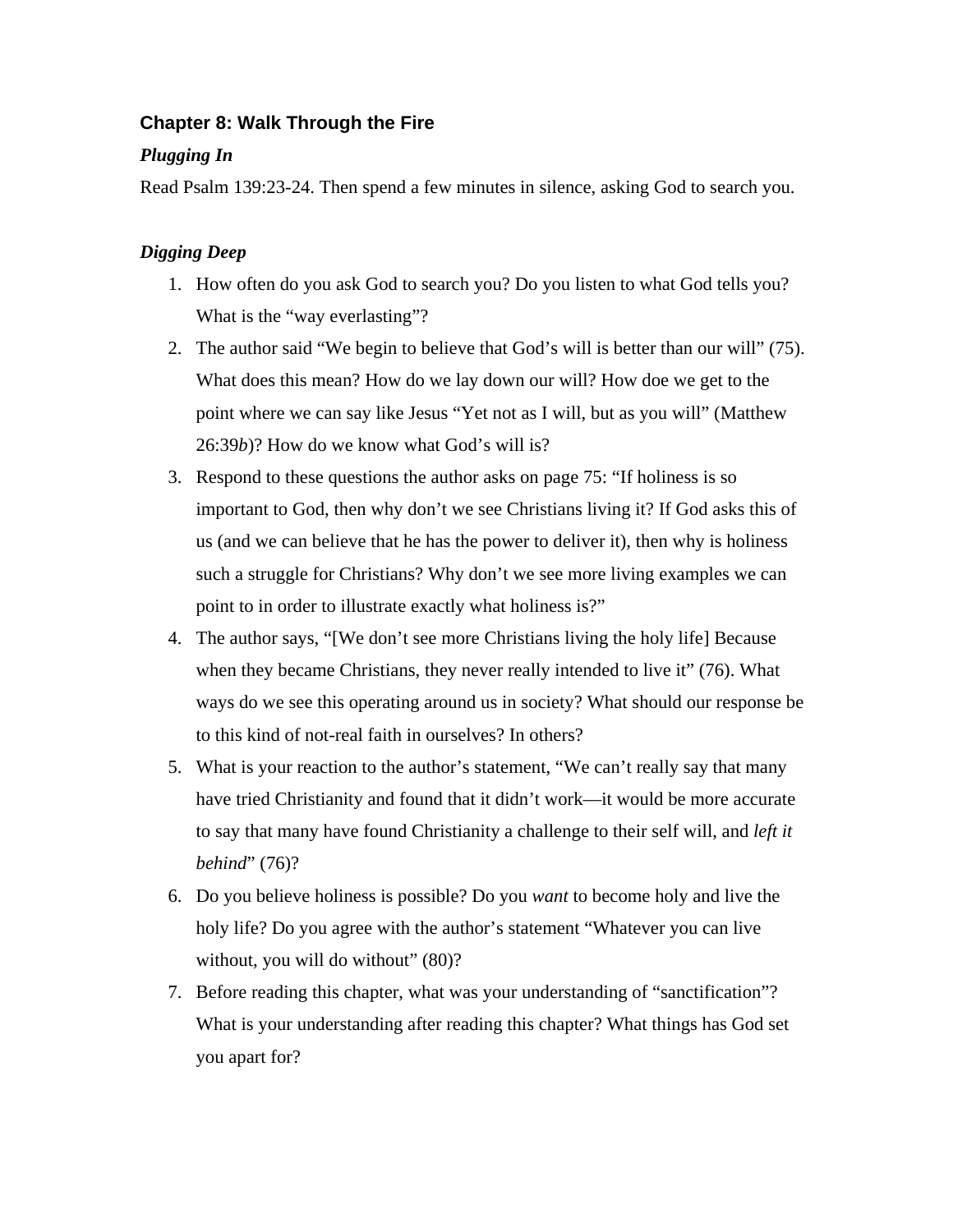## Chapter 8: Walk Through the Fire

### *Plugging In*

Read Psalm 139:23-24. Then spend a few minutes in silence, asking God to search you.

### *Digging Deep*

1. How often do you ask God to search you? Do you listen to what God tells you? What is the "way everlasting"?
2. The author said "We begin to believe that God's will is better than our will" (75). What does this mean? How do we lay down our will? How doe we get to the point where we can say like Jesus "Yet not as I will, but as you will" (Matthew 26:39*b*)? How do we know what God's will is?
3. Respond to these questions the author asks on page 75: "If holiness is so important to God, then why don't we see Christians living it? If God asks this of us (and we can believe that he has the power to deliver it), then why is holiness such a struggle for Christians? Why don't we see more living examples we can point to in order to illustrate exactly what holiness is?"
4. The author says, "[We don't see more Christians living the holy life] Because when they became Christians, they never really intended to live it" (76). What ways do we see this operating around us in society? What should our response be to this kind of not-real faith in ourselves? In others?
5. What is your reaction to the author's statement, "We can't really say that many have tried Christianity and found that it didn't work—it would be more accurate to say that many have found Christianity a challenge to their self will, and *left it behind*" (76)?
6. Do you believe holiness is possible? Do you *want* to become holy and live the holy life? Do you agree with the author's statement "Whatever you can live without, you will do without" (80)?
7. Before reading this chapter, what was your understanding of "sanctification"? What is your understanding after reading this chapter? What things has God set you apart for?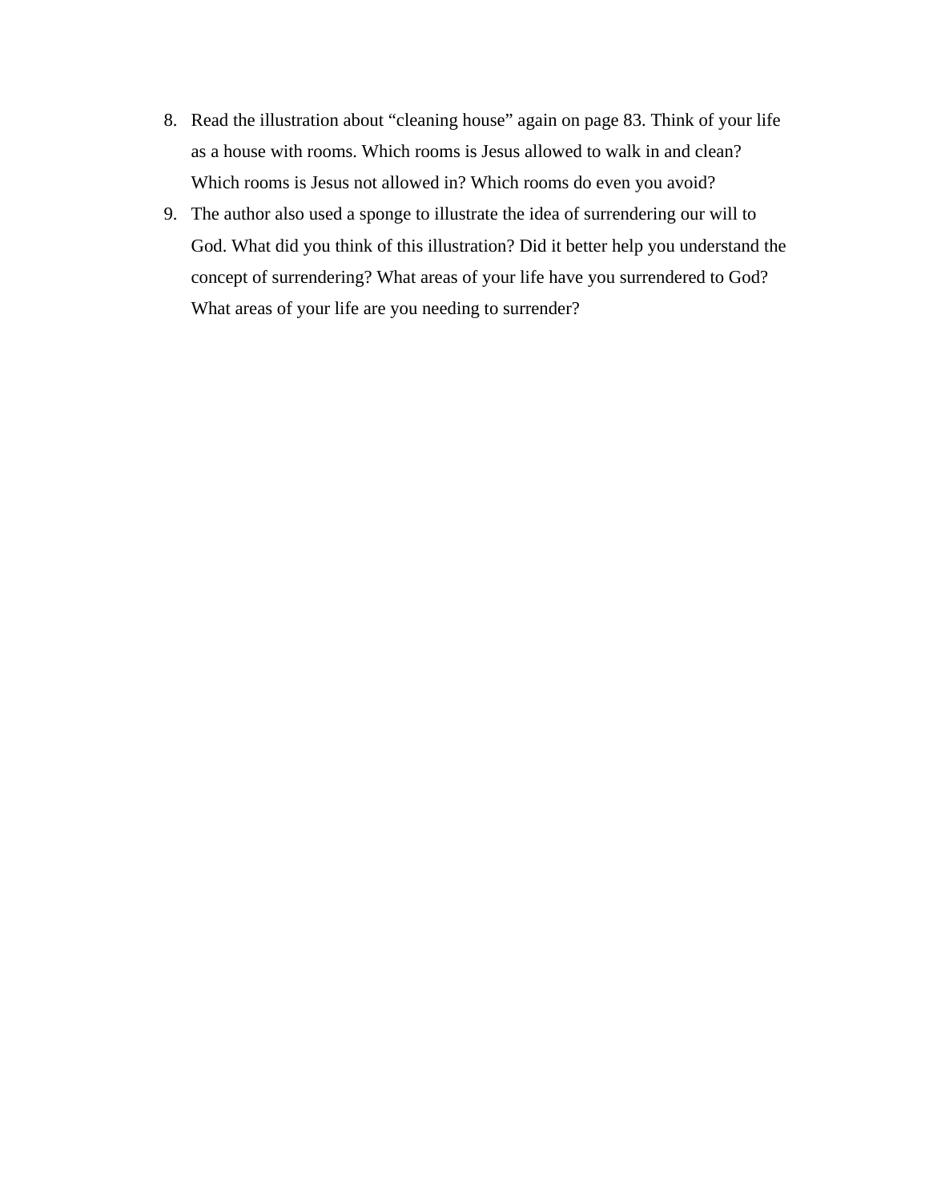8. Read the illustration about "cleaning house" again on page 83. Think of your life as a house with rooms. Which rooms is Jesus allowed to walk in and clean? Which rooms is Jesus not allowed in? Which rooms do even you avoid?
9. The author also used a sponge to illustrate the idea of surrendering our will to God. What did you think of this illustration? Did it better help you understand the concept of surrendering? What areas of your life have you surrendered to God? What areas of your life are you needing to surrender?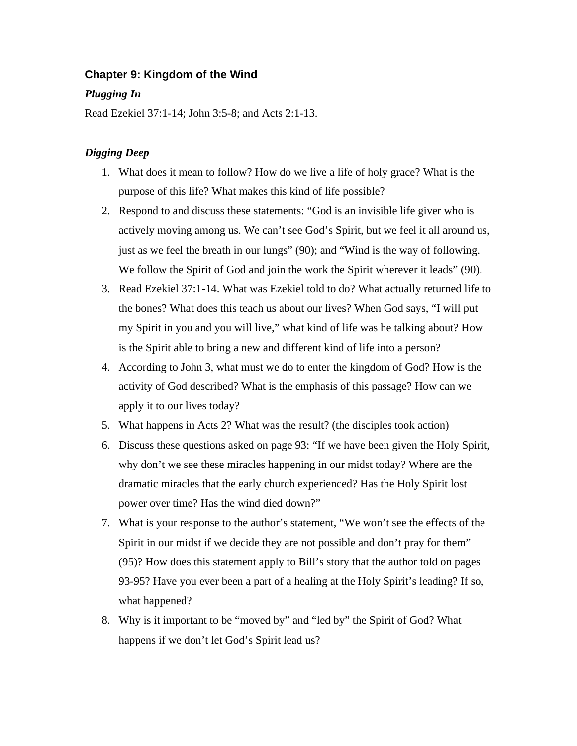## Chapter 9: Kingdom of the Wind

### *Plugging In*

Read Ezekiel 37:1-14; John 3:5-8; and Acts 2:1-13.

### *Digging Deep*

1. What does it mean to follow? How do we live a life of holy grace? What is the purpose of this life? What makes this kind of life possible?
2. Respond to and discuss these statements: "God is an invisible life giver who is actively moving among us. We can't see God's Spirit, but we feel it all around us, just as we feel the breath in our lungs" (90); and "Wind is the way of following. We follow the Spirit of God and join the work the Spirit wherever it leads" (90).
3. Read Ezekiel 37:1-14. What was Ezekiel told to do? What actually returned life to the bones? What does this teach us about our lives? When God says, "I will put my Spirit in you and you will live," what kind of life was he talking about? How is the Spirit able to bring a new and different kind of life into a person?
4. According to John 3, what must we do to enter the kingdom of God? How is the activity of God described? What is the emphasis of this passage? How can we apply it to our lives today?
5. What happens in Acts 2? What was the result? (the disciples took action)
6. Discuss these questions asked on page 93: "If we have been given the Holy Spirit, why don't we see these miracles happening in our midst today? Where are the dramatic miracles that the early church experienced? Has the Holy Spirit lost power over time? Has the wind died down?"
7. What is your response to the author's statement, "We won't see the effects of the Spirit in our midst if we decide they are not possible and don't pray for them" (95)? How does this statement apply to Bill's story that the author told on pages 93-95? Have you ever been a part of a healing at the Holy Spirit's leading? If so, what happened?
8. Why is it important to be "moved by" and "led by" the Spirit of God? What happens if we don't let God's Spirit lead us?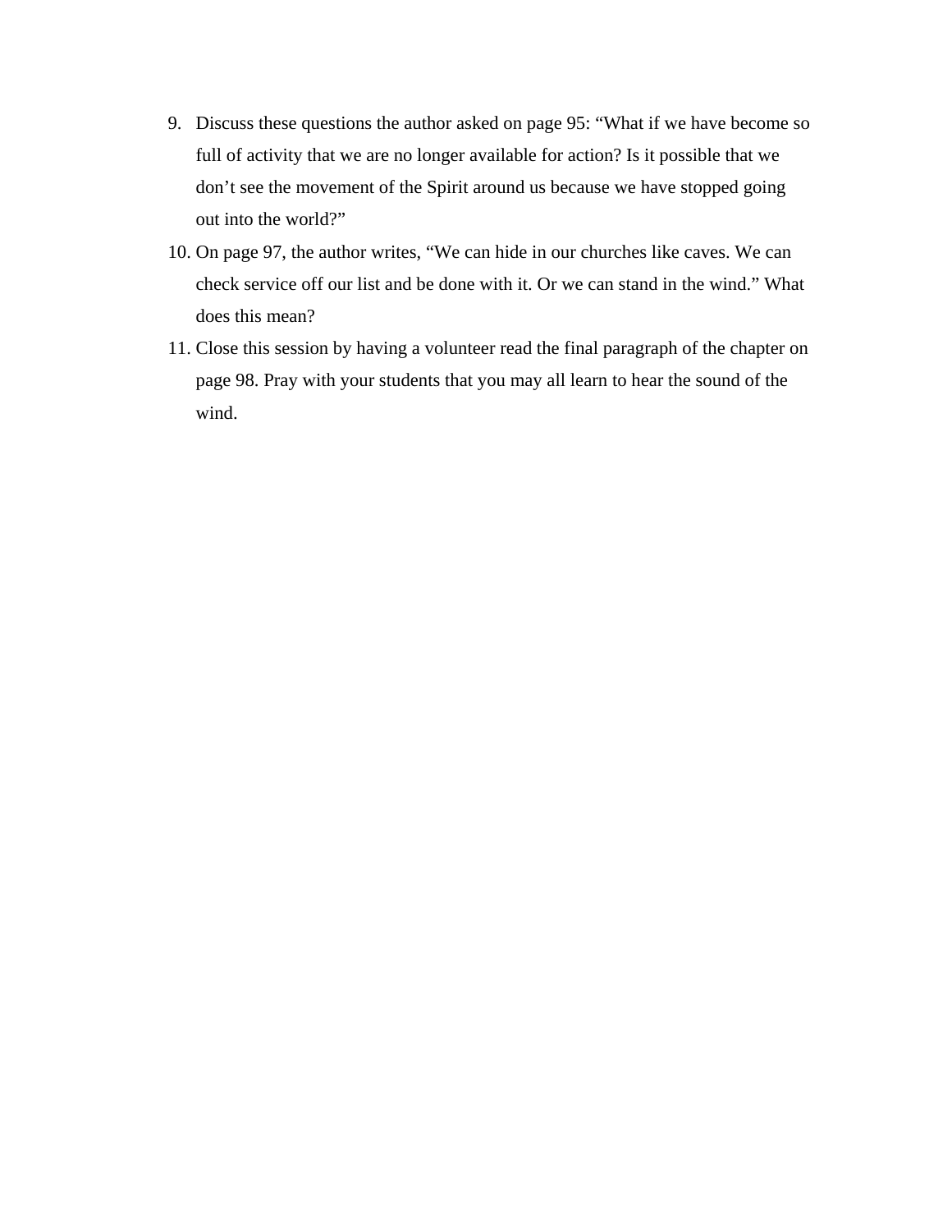9. Discuss these questions the author asked on page 95: “What if we have become so full of activity that we are no longer available for action? Is it possible that we don’t see the movement of the Spirit around us because we have stopped going out into the world?”
10. On page 97, the author writes, “We can hide in our churches like caves. We can check service off our list and be done with it. Or we can stand in the wind.” What does this mean?
11. Close this session by having a volunteer read the final paragraph of the chapter on page 98. Pray with your students that you may all learn to hear the sound of the wind.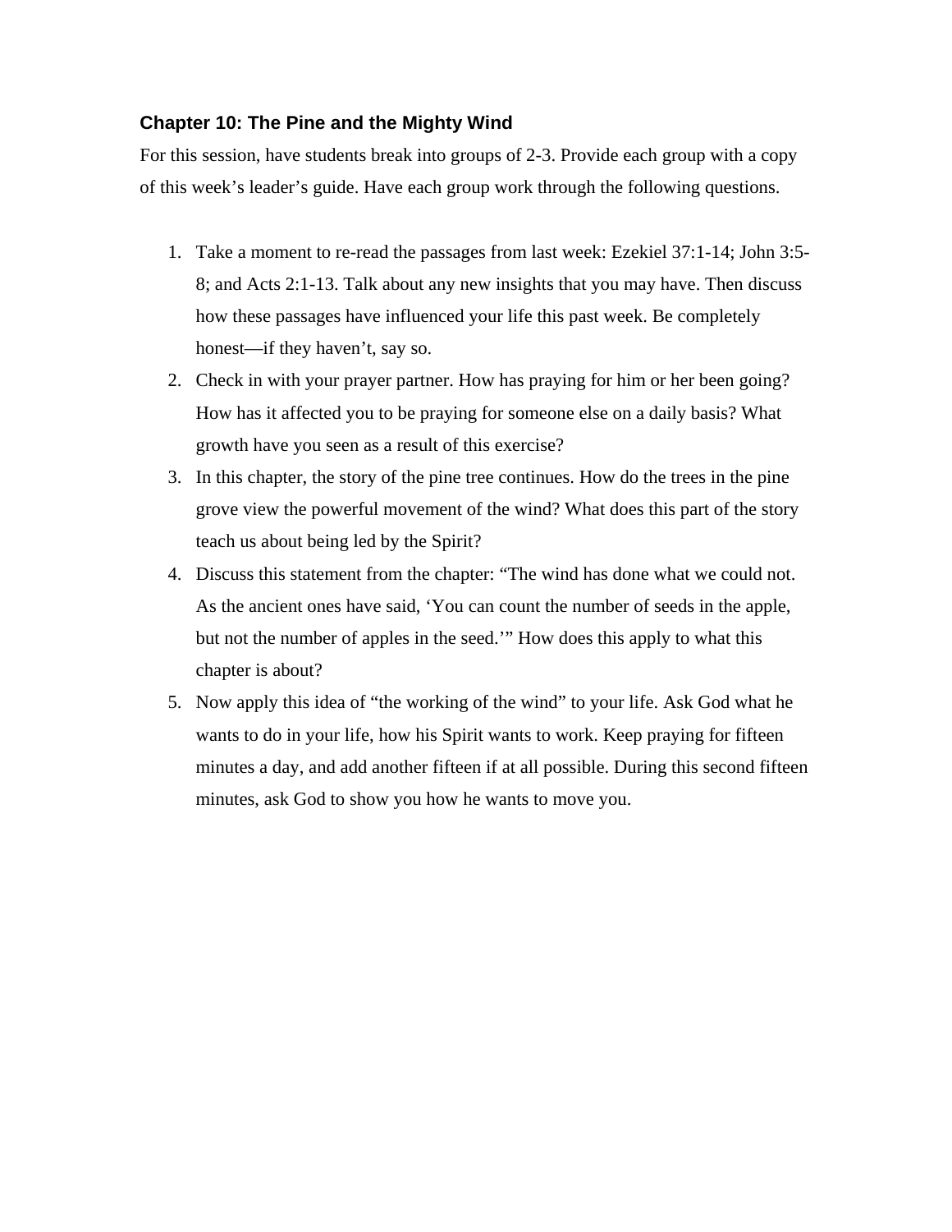### Chapter 10: The Pine and the Mighty Wind

For this session, have students break into groups of 2-3. Provide each group with a copy of this week's leader's guide. Have each group work through the following questions.

1. Take a moment to re-read the passages from last week: Ezekiel 37:1-14; John 3:5-8; and Acts 2:1-13. Talk about any new insights that you may have. Then discuss how these passages have influenced your life this past week. Be completely honest—if they haven't, say so.
2. Check in with your prayer partner. How has praying for him or her been going? How has it affected you to be praying for someone else on a daily basis? What growth have you seen as a result of this exercise?
3. In this chapter, the story of the pine tree continues. How do the trees in the pine grove view the powerful movement of the wind? What does this part of the story teach us about being led by the Spirit?
4. Discuss this statement from the chapter: "The wind has done what we could not. As the ancient ones have said, 'You can count the number of seeds in the apple, but not the number of apples in the seed.'" How does this apply to what this chapter is about?
5. Now apply this idea of "the working of the wind" to your life. Ask God what he wants to do in your life, how his Spirit wants to work. Keep praying for fifteen minutes a day, and add another fifteen if at all possible. During this second fifteen minutes, ask God to show you how he wants to move you.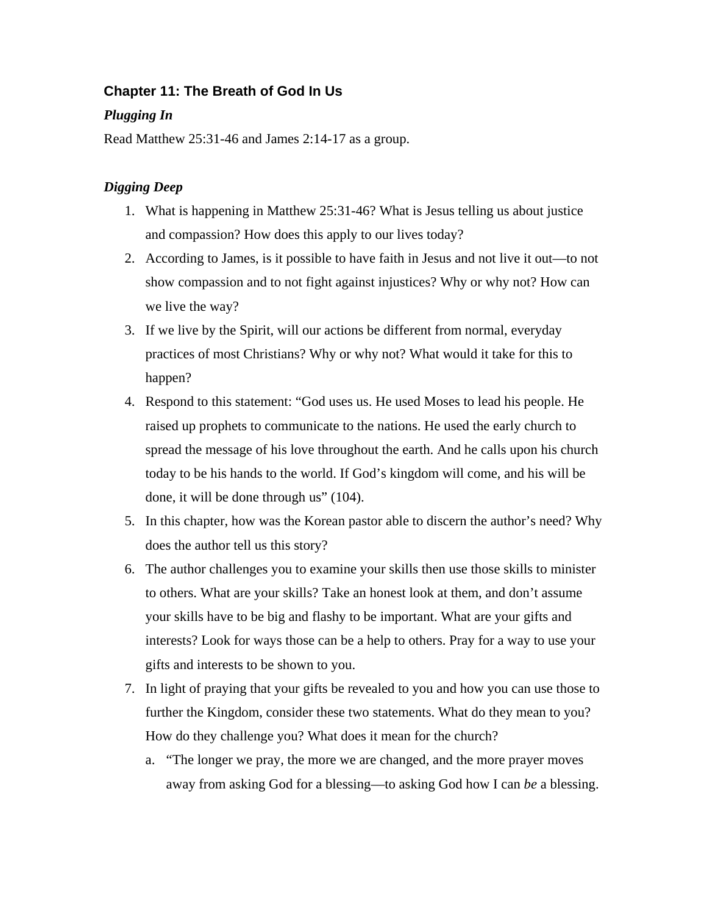## Chapter 11: The Breath of God In Us

### *Plugging In*

Read Matthew 25:31-46 and James 2:14-17 as a group.

### *Digging Deep*

1. What is happening in Matthew 25:31-46? What is Jesus telling us about justice and compassion? How does this apply to our lives today?
2. According to James, is it possible to have faith in Jesus and not live it out—to not show compassion and to not fight against injustices? Why or why not? How can we live the way?
3. If we live by the Spirit, will our actions be different from normal, everyday practices of most Christians? Why or why not? What would it take for this to happen?
4. Respond to this statement: "God uses us. He used Moses to lead his people. He raised up prophets to communicate to the nations. He used the early church to spread the message of his love throughout the earth. And he calls upon his church today to be his hands to the world. If God's kingdom will come, and his will be done, it will be done through us" (104).
5. In this chapter, how was the Korean pastor able to discern the author's need? Why does the author tell us this story?
6. The author challenges you to examine your skills then use those skills to minister to others. What are your skills? Take an honest look at them, and don't assume your skills have to be big and flashy to be important. What are your gifts and interests? Look for ways those can be a help to others. Pray for a way to use your gifts and interests to be shown to you.
7. In light of praying that your gifts be revealed to you and how you can use those to further the Kingdom, consider these two statements. What do they mean to you? How do they challenge you? What does it mean for the church?
   a. "The longer we pray, the more we are changed, and the more prayer moves away from asking God for a blessing—to asking God how I can *be* a blessing.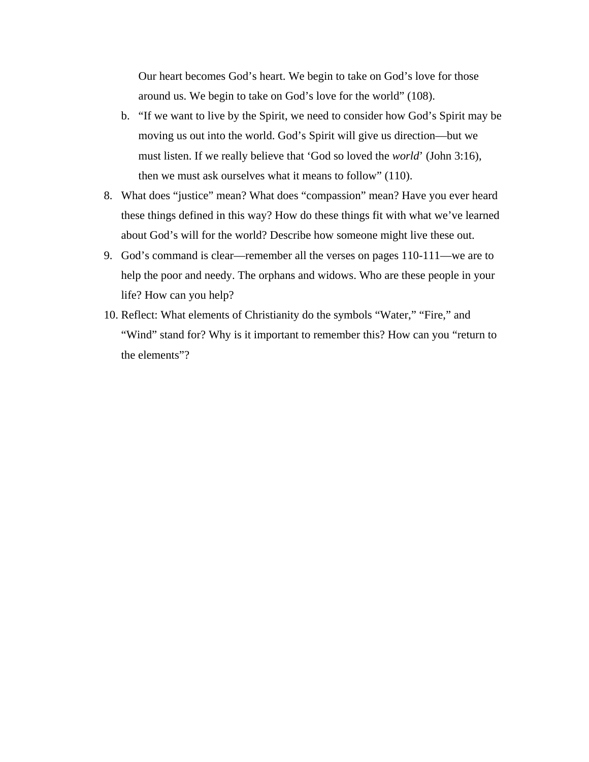Our heart becomes God's heart. We begin to take on God's love for those around us. We begin to take on God's love for the world" (108).

   b. "If we want to live by the Spirit, we need to consider how God's Spirit may be moving us out into the world. God's Spirit will give us direction—but we must listen. If we really believe that 'God so loved the *world*' (John 3:16), then we must ask ourselves what it means to follow" (110).

8. What does "justice" mean? What does "compassion" mean? Have you ever heard these things defined in this way? How do these things fit with what we've learned about God's will for the world? Describe how someone might live these out.
9. God's command is clear—remember all the verses on pages 110-111—we are to help the poor and needy. The orphans and widows. Who are these people in your life? How can you help?
10. Reflect: What elements of Christianity do the symbols "Water," "Fire," and "Wind" stand for? Why is it important to remember this? How can you "return to the elements"?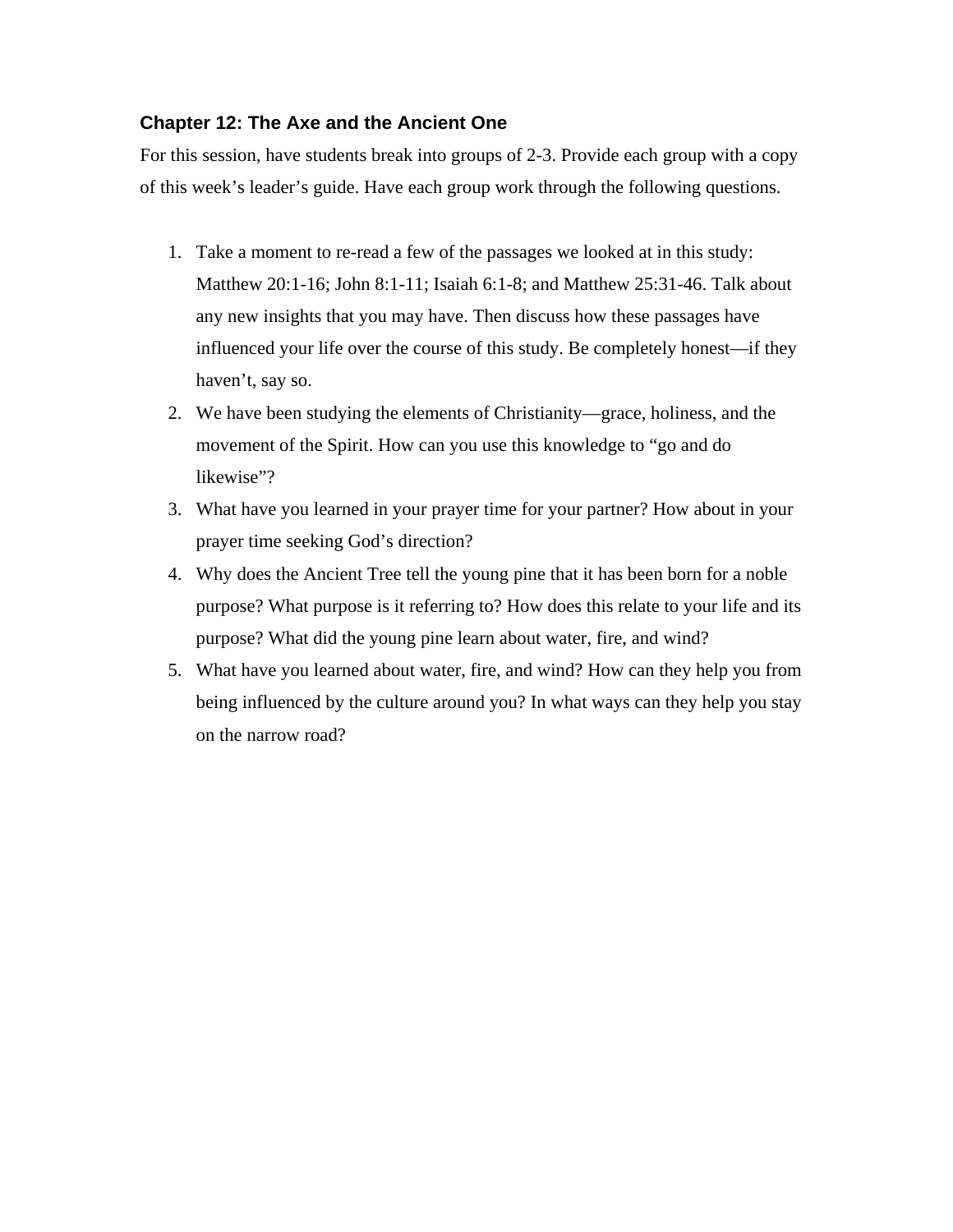### Chapter 12: The Axe and the Ancient One

For this session, have students break into groups of 2-3. Provide each group with a copy of this week's leader's guide. Have each group work through the following questions.

1. Take a moment to re-read a few of the passages we looked at in this study: Matthew 20:1-16; John 8:1-11; Isaiah 6:1-8; and Matthew 25:31-46. Talk about any new insights that you may have. Then discuss how these passages have influenced your life over the course of this study. Be completely honest—if they haven't, say so.
2. We have been studying the elements of Christianity—grace, holiness, and the movement of the Spirit. How can you use this knowledge to "go and do likewise"?
3. What have you learned in your prayer time for your partner? How about in your prayer time seeking God's direction?
4. Why does the Ancient Tree tell the young pine that it has been born for a noble purpose? What purpose is it referring to? How does this relate to your life and its purpose? What did the young pine learn about water, fire, and wind?
5. What have you learned about water, fire, and wind? How can they help you from being influenced by the culture around you? In what ways can they help you stay on the narrow road?